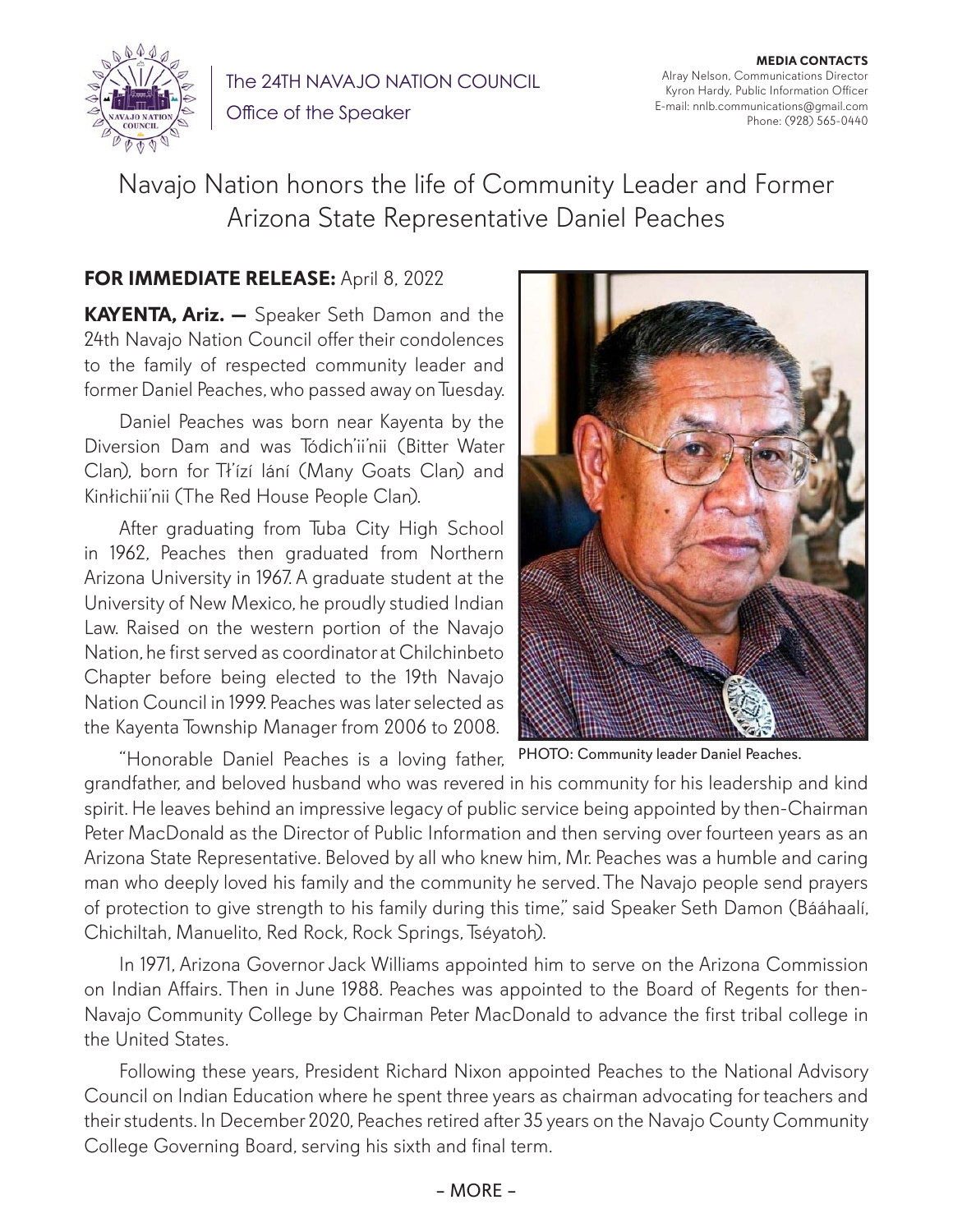The 24TH NAVAJO NATION COUNCIL

Office of the Speaker

**MEDIA CONTACTS**
Alray Nelson, Communications Director
Kyron Hardy, Public Information Officer
E-mail: nnlb.communications@gmail.com
Phone: (928) 565-0440

# Navajo Nation honors the life of Community Leader and Former Arizona State Representative Daniel Peaches

**FOR IMMEDIATE RELEASE:** April 8, 2022

**KAYENTA, Ariz. —** Speaker Seth Damon and the 24th Navajo Nation Council offer their condolences to the family of respected community leader and former Daniel Peaches, who passed away on Tuesday.

Daniel Peaches was born near Kayenta by the Diversion Dam and was Tódich'ii'nii (Bitter Water Clan), born for Tł'ízí lání (Many Goats Clan) and Kinłichii'nii (The Red House People Clan).

After graduating from Tuba City High School in 1962, Peaches then graduated from Northern Arizona University in 1967. A graduate student at the University of New Mexico, he proudly studied Indian Law. Raised on the western portion of the Navajo Nation, he first served as coordinator at Chilchinbeto Chapter before being elected to the 19th Navajo Nation Council in 1999. Peaches was later selected as the Kayenta Township Manager from 2006 to 2008.

PHOTO: Community leader Daniel Peaches.

"Honorable Daniel Peaches is a loving father, grandfather, and beloved husband who was revered in his community for his leadership and kind spirit. He leaves behind an impressive legacy of public service being appointed by then-Chairman Peter MacDonald as the Director of Public Information and then serving over fourteen years as an Arizona State Representative. Beloved by all who knew him, Mr. Peaches was a humble and caring man who deeply loved his family and the community he served. The Navajo people send prayers of protection to give strength to his family during this time," said Speaker Seth Damon (Bááhaalí, Chichiltah, Manuelito, Red Rock, Rock Springs, Tséyatoh).

In 1971, Arizona Governor Jack Williams appointed him to serve on the Arizona Commission on Indian Affairs. Then in June 1988. Peaches was appointed to the Board of Regents for then-Navajo Community College by Chairman Peter MacDonald to advance the first tribal college in the United States.

Following these years, President Richard Nixon appointed Peaches to the National Advisory Council on Indian Education where he spent three years as chairman advocating for teachers and their students. In December 2020, Peaches retired after 35 years on the Navajo County Community College Governing Board, serving his sixth and final term.

– MORE –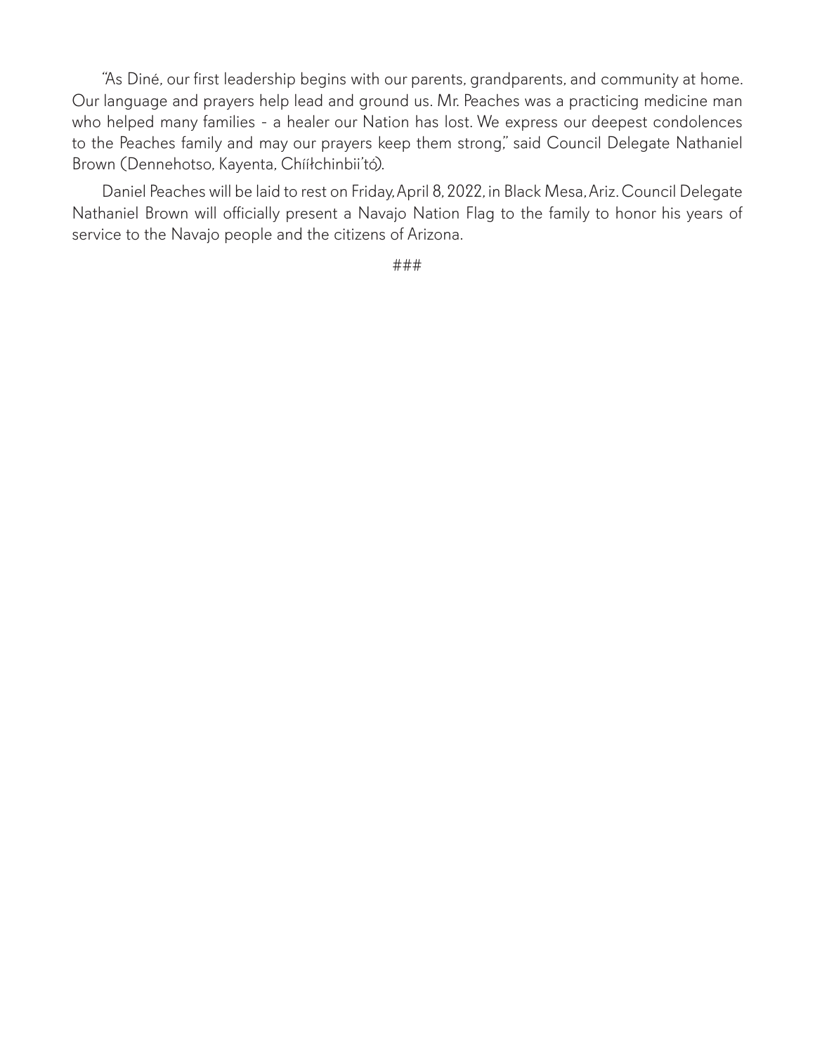"As Diné, our first leadership begins with our parents, grandparents, and community at home. Our language and prayers help lead and ground us. Mr. Peaches was a practicing medicine man who helped many families - a healer our Nation has lost. We express our deepest condolences to the Peaches family and may our prayers keep them strong," said Council Delegate Nathaniel Brown (Dennehotso, Kayenta, Chííłchinbii'tó).

Daniel Peaches will be laid to rest on Friday, April 8, 2022, in Black Mesa, Ariz. Council Delegate Nathaniel Brown will officially present a Navajo Nation Flag to the family to honor his years of service to the Navajo people and the citizens of Arizona.

###